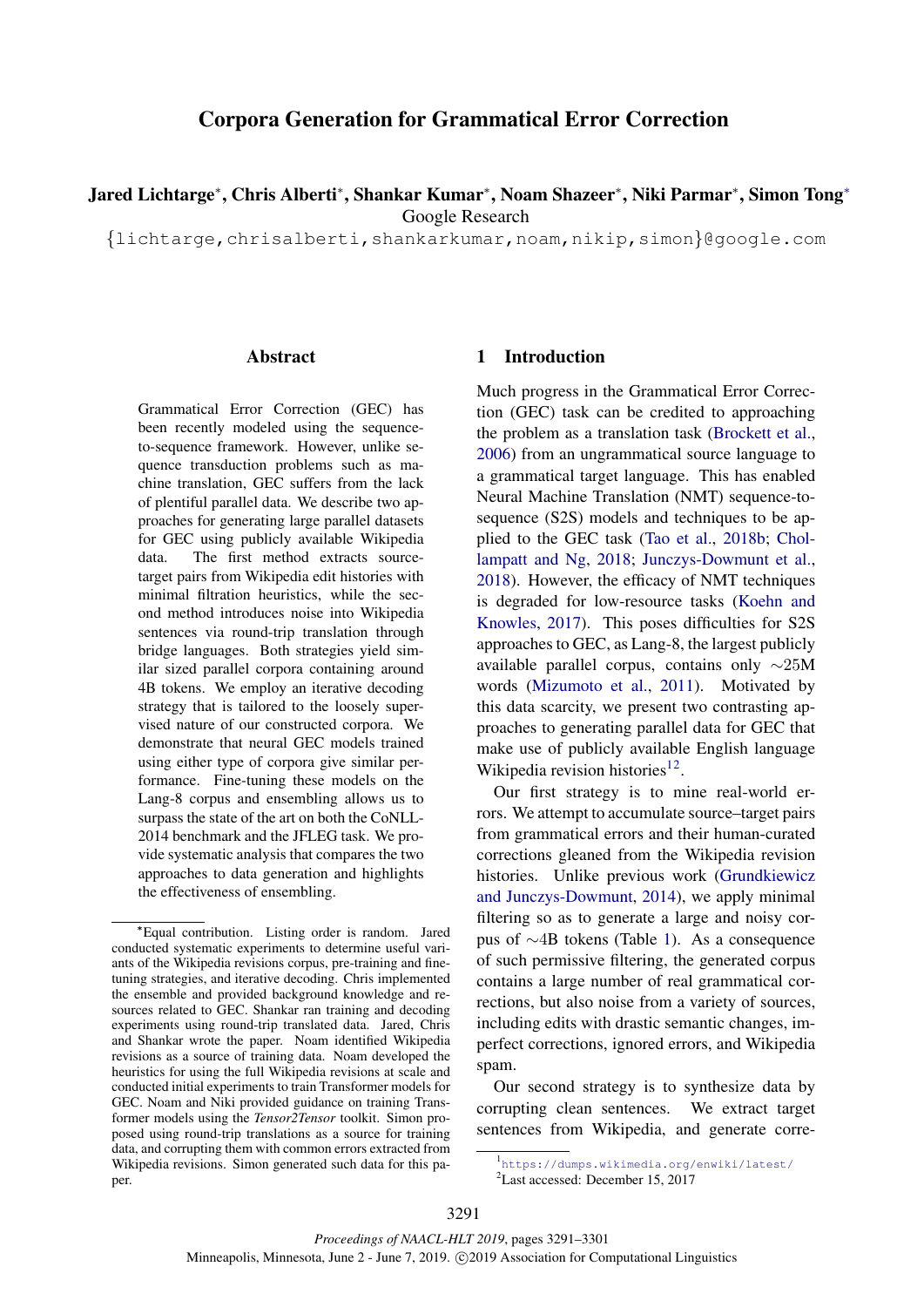# Corpora Generation for Grammatical Error Correction

**Jared Lichtarge***, **Chris Alberti***, **Shankar Kumar***, **Noam Shazeer***, **Niki Parmar***, **Simon Tong***

Google Research

{lichtarge,chrisalberti,shankarkumar,noam,nikip,simon}@google.com

## Abstract

Grammatical Error Correction (GEC) has been recently modeled using the sequence-to-sequence framework. However, unlike sequence transduction problems such as machine translation, GEC suffers from the lack of plentiful parallel data. We describe two approaches for generating large parallel datasets for GEC using publicly available Wikipedia data. The first method extracts source-target pairs from Wikipedia edit histories with minimal filtration heuristics, while the second method introduces noise into Wikipedia sentences via round-trip translation through bridge languages. Both strategies yield similar sized parallel corpora containing around 4B tokens. We employ an iterative decoding strategy that is tailored to the loosely supervised nature of our constructed corpora. We demonstrate that neural GEC models trained using either type of corpora give similar performance. Fine-tuning these models on the Lang-8 corpus and ensembling allows us to surpass the state of the art on both the CoNLL-2014 benchmark and the JFLEG task. We provide systematic analysis that compares the two approaches to data generation and highlights the effectiveness of ensembling.

## 1 Introduction

Much progress in the Grammatical Error Correction (GEC) task can be credited to approaching the problem as a translation task (Brockett et al., 2006) from an ungrammatical source language to a grammatical target language. This has enabled Neural Machine Translation (NMT) sequence-to-sequence (S2S) models and techniques to be applied to the GEC task (Tao et al., 2018b; Chollampatt and Ng, 2018; Junczys-Dowmunt et al., 2018). However, the efficacy of NMT techniques is degraded for low-resource tasks (Koehn and Knowles, 2017). This poses difficulties for S2S approaches to GEC, as Lang-8, the largest publicly available parallel corpus, contains only ∼25M words (Mizumoto et al., 2011). Motivated by this data scarcity, we present two contrasting approaches to generating parallel data for GEC that make use of publicly available English language Wikipedia revision histories[1][2].

Our first strategy is to mine real-world errors. We attempt to accumulate source–target pairs from grammatical errors and their human-curated corrections gleaned from the Wikipedia revision histories. Unlike previous work (Grundkiewicz and Junczys-Dowmunt, 2014), we apply minimal filtering so as to generate a large and noisy corpus of ∼4B tokens (Table 1). As a consequence of such permissive filtering, the generated corpus contains a large number of real grammatical corrections, but also noise from a variety of sources, including edits with drastic semantic changes, imperfect corrections, ignored errors, and Wikipedia spam.

Our second strategy is to synthesize data by corrupting clean sentences. We extract target sentences from Wikipedia, and generate corre-

*Equal contribution. Listing order is random. Jared conducted systematic experiments to determine useful variants of the Wikipedia revisions corpus, pre-training and fine-tuning strategies, and iterative decoding. Chris implemented the ensemble and provided background knowledge and resources related to GEC. Shankar ran training and decoding experiments using round-trip translated data. Jared, Chris and Shankar wrote the paper. Noam identified Wikipedia revisions as a source of training data. Noam developed the heuristics for using the full Wikipedia revisions at scale and conducted initial experiments to train Transformer models for GEC. Noam and Niki provided guidance on training Transformer models using the *Tensor2Tensor* toolkit. Simon proposed using round-trip translations as a source for training data, and corrupting them with common errors extracted from Wikipedia revisions. Simon generated such data for this paper.

[1] https://dumps.wikimedia.org/enwiki/latest/

[2] Last accessed: December 15, 2017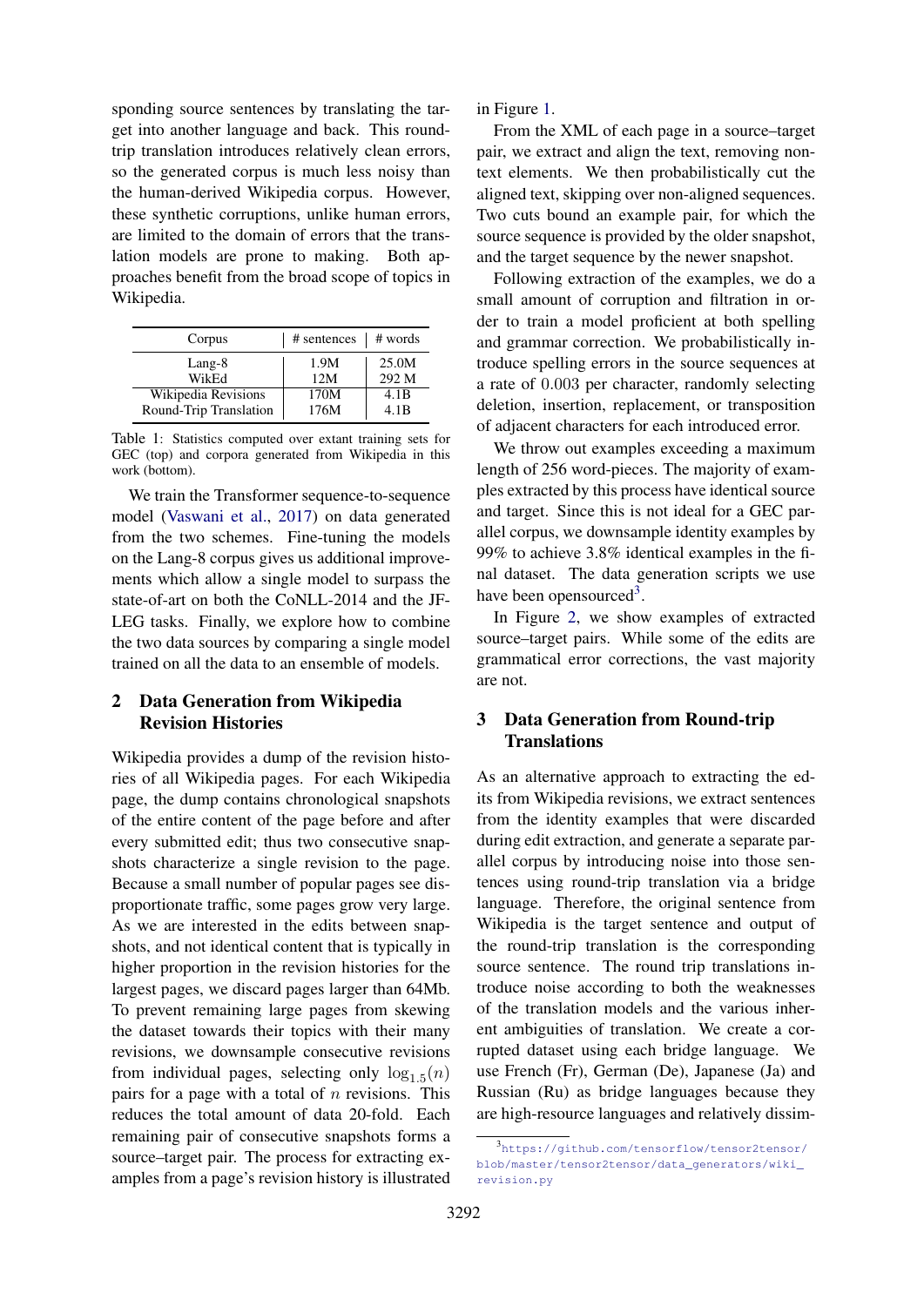sponding source sentences by translating the target into another language and back. This round-trip translation introduces relatively clean errors, so the generated corpus is much less noisy than the human-derived Wikipedia corpus. However, these synthetic corruptions, unlike human errors, are limited to the domain of errors that the translation models are prone to making. Both approaches benefit from the broad scope of topics in Wikipedia.

| Corpus | # sentences | # words |
|---|---|---|
| Lang-8 | 1.9M | 25.0M |
| WikEd | 12M | 292 M |
| Wikipedia Revisions | 170M | 4.1B |
| Round-Trip Translation | 176M | 4.1B |

Table 1: Statistics computed over extant training sets for GEC (top) and corpora generated from Wikipedia in this work (bottom).

We train the Transformer sequence-to-sequence model (Vaswani et al., 2017) on data generated from the two schemes. Fine-tuning the models on the Lang-8 corpus gives us additional improvements which allow a single model to surpass the state-of-art on both the CoNLL-2014 and the JFLEG tasks. Finally, we explore how to combine the two data sources by comparing a single model trained on all the data to an ensemble of models.

## 2 Data Generation from Wikipedia Revision Histories

Wikipedia provides a dump of the revision histories of all Wikipedia pages. For each Wikipedia page, the dump contains chronological snapshots of the entire content of the page before and after every submitted edit; thus two consecutive snapshots characterize a single revision to the page. Because a small number of popular pages see disproportionate traffic, some pages grow very large. As we are interested in the edits between snapshots, and not identical content that is typically in higher proportion in the revision histories for the largest pages, we discard pages larger than 64Mb. To prevent remaining large pages from skewing the dataset towards their topics with their many revisions, we downsample consecutive revisions from individual pages, selecting only $\log_{1.5}(n)$ pairs for a page with a total of $n$ revisions. This reduces the total amount of data 20-fold. Each remaining pair of consecutive snapshots forms a source–target pair. The process for extracting examples from a page's revision history is illustrated in Figure 1.

From the XML of each page in a source–target pair, we extract and align the text, removing non-text elements. We then probabilistically cut the aligned text, skipping over non-aligned sequences. Two cuts bound an example pair, for which the source sequence is provided by the older snapshot, and the target sequence by the newer snapshot.

Following extraction of the examples, we do a small amount of corruption and filtration in order to train a model proficient at both spelling and grammar correction. We probabilistically introduce spelling errors in the source sequences at a rate of 0.003 per character, randomly selecting deletion, insertion, replacement, or transposition of adjacent characters for each introduced error.

We throw out examples exceeding a maximum length of 256 word-pieces. The majority of examples extracted by this process have identical source and target. Since this is not ideal for a GEC parallel corpus, we downsample identity examples by 99% to achieve 3.8% identical examples in the final dataset. The data generation scripts we use have been opensourced[3].

In Figure 2, we show examples of extracted source–target pairs. While some of the edits are grammatical error corrections, the vast majority are not.

## 3 Data Generation from Round-trip Translations

As an alternative approach to extracting the edits from Wikipedia revisions, we extract sentences from the identity examples that were discarded during edit extraction, and generate a separate parallel corpus by introducing noise into those sentences using round-trip translation via a bridge language. Therefore, the original sentence from Wikipedia is the target sentence and output of the round-trip translation is the corresponding source sentence. The round trip translations introduce noise according to both the weaknesses of the translation models and the various inherent ambiguities of translation. We create a corrupted dataset using each bridge language. We use French (Fr), German (De), Japanese (Ja) and Russian (Ru) as bridge languages because they are high-resource languages and relatively dissim-

[3] https://github.com/tensorflow/tensor2tensor/blob/master/tensor2tensor/data_generators/wiki_revision.py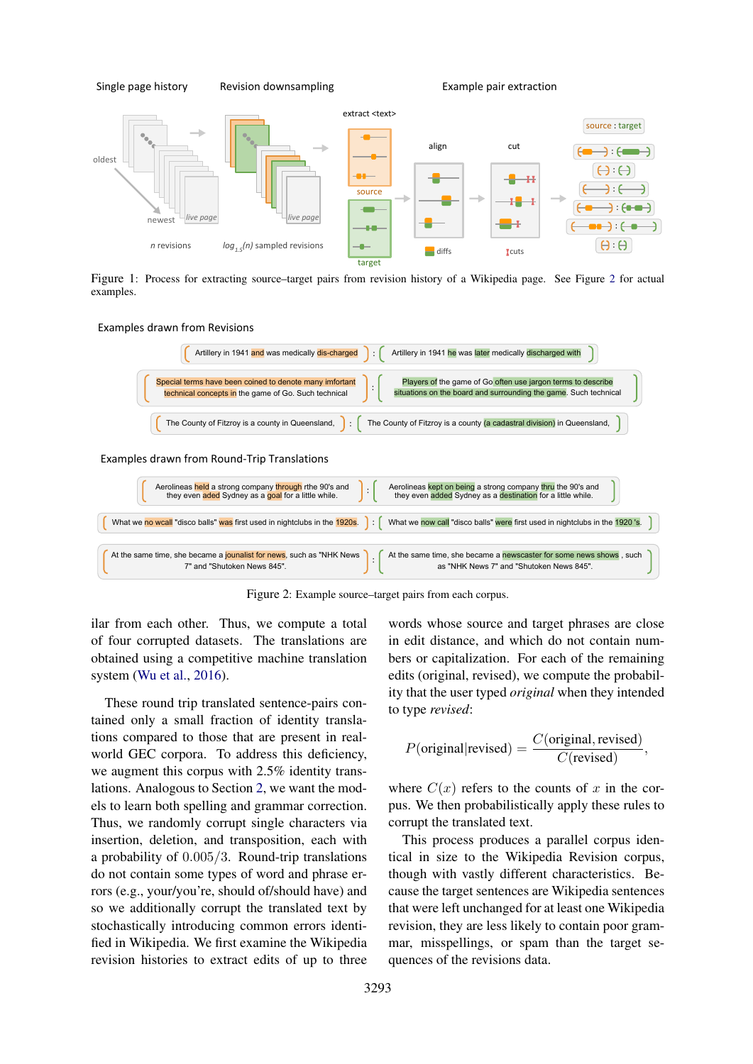Figure 1: Process for extracting source–target pairs from revision history of a Wikipedia page. See Figure 2 for actual examples.

Figure 2: Example source–target pairs from each corpus.

ilar from each other. Thus, we compute a total of four corrupted datasets. The translations are obtained using a competitive machine translation system (Wu et al., 2016).

These round trip translated sentence-pairs contained only a small fraction of identity translations compared to those that are present in real-world GEC corpora. To address this deficiency, we augment this corpus with 2.5% identity translations. Analogous to Section 2, we want the models to learn both spelling and grammar correction. Thus, we randomly corrupt single characters via insertion, deletion, and transposition, each with a probability of $0.005/3$. Round-trip translations do not contain some types of word and phrase errors (e.g., your/you're, should of/should have) and so we additionally corrupt the translated text by stochastically introducing common errors identified in Wikipedia. We first examine the Wikipedia revision histories to extract edits of up to three words whose source and target phrases are close in edit distance, and which do not contain numbers or capitalization. For each of the remaining edits (original, revised), we compute the probability that the user typed *original* when they intended to type *revised*:

$$P(\text{original}|\text{revised}) = \frac{C(\text{original}, \text{revised})}{C(\text{revised})},$$

where $C(x)$ refers to the counts of $x$ in the corpus. We then probabilistically apply these rules to corrupt the translated text.

This process produces a parallel corpus identical in size to the Wikipedia Revision corpus, though with vastly different characteristics. Because the target sentences are Wikipedia sentences that were left unchanged for at least one Wikipedia revision, they are less likely to contain poor grammar, misspellings, or spam than the target sequences of the revisions data.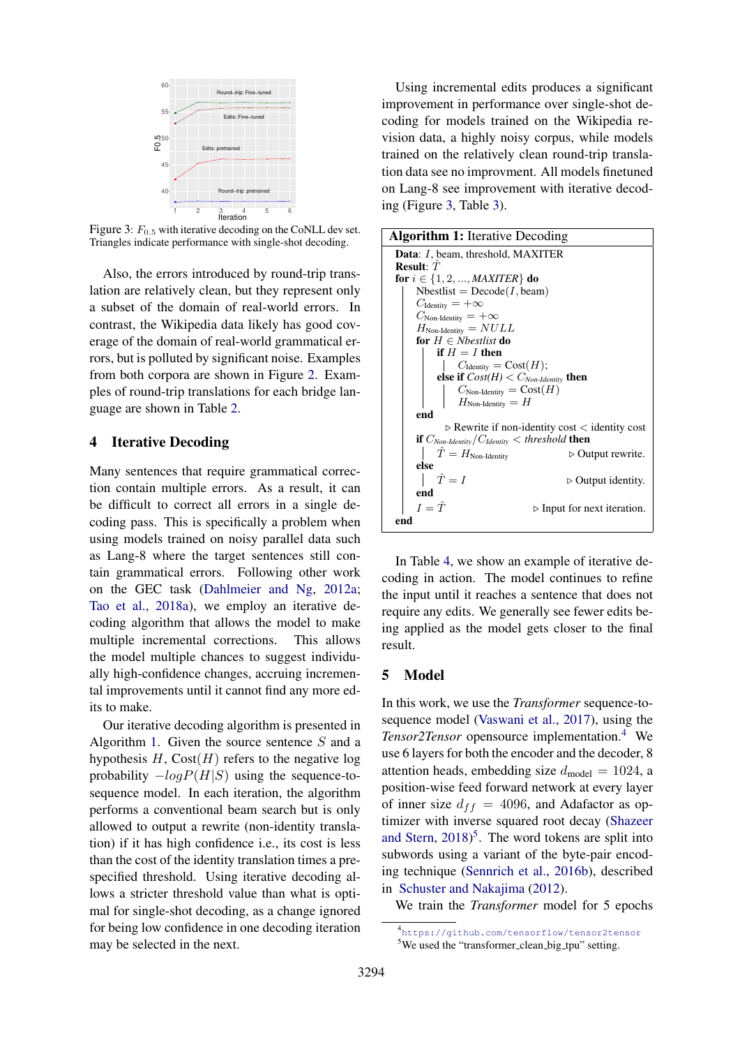60
55
50
45
40
F0.5
Round–trip: Fine–tuned
Edits: Fine–tuned
Edits: pretrained
Round–trip: pretrained
1 2 3 4 5 6
Iteration

Figure 3: $F_{0.5}$ with iterative decoding on the CoNLL dev set. Triangles indicate performance with single-shot decoding.

Also, the errors introduced by round-trip translation are relatively clean, but they represent only a subset of the domain of real-world errors. In contrast, the Wikipedia data likely has good coverage of the domain of real-world grammatical errors, but is polluted by significant noise. Examples from both corpora are shown in Figure 2. Examples of round-trip translations for each bridge language are shown in Table 2.

## 4 Iterative Decoding

Many sentences that require grammatical correction contain multiple errors. As a result, it can be difficult to correct all errors in a single decoding pass. This is specifically a problem when using models trained on noisy parallel data such as Lang-8 where the target sentences still contain grammatical errors. Following other work on the GEC task (Dahlmeier and Ng, 2012a; Tao et al., 2018a), we employ an iterative decoding algorithm that allows the model to make multiple incremental corrections. This allows the model multiple chances to suggest individually high-confidence changes, accruing incremental improvements until it cannot find any more edits to make.

Our iterative decoding algorithm is presented in Algorithm 1. Given the source sentence $S$ and a hypothesis $H$, Cost($H$) refers to the negative log probability $-logP(H|S)$ using the sequence-to-sequence model. In each iteration, the algorithm performs a conventional beam search but is only allowed to output a rewrite (non-identity translation) if it has high confidence i.e., its cost is less than the cost of the identity translation times a prespecified threshold. Using iterative decoding allows a stricter threshold value than what is optimal for single-shot decoding, as a change ignored for being low confidence in one decoding iteration may be selected in the next.

Using incremental edits produces a significant improvement in performance over single-shot decoding for models trained on the Wikipedia revision data, a highly noisy corpus, while models trained on the relatively clean round-trip translation data see no improvment. All models finetuned on Lang-8 see improvement with iterative decoding (Figure 3, Table 3).

**Algorithm 1:** Iterative Decoding

```
Data: I, beam, threshold, MAXITER
Result: T̂
for i ∈ {1, 2, ..., MAXITER} do
    Nbestlist = Decode(I, beam)
    C_Identity = +∞
    C_Non-Identity = +∞
    H_Non-Identity = NULL
    for H ∈ Nbestlist do
        if H = I then
            C_Identity = Cost(H);
        else if Cost(H) < C_Non-Identity then
            C_Non-Identity = Cost(H)
            H_Non-Identity = H
    end
                ▷ Rewrite if non-identity cost < identity cost
    if C_Non-Identity / C_Identity < threshold then
        T̂ = H_Non-Identity                 ▷ Output rewrite.
    else
        T̂ = I                              ▷ Output identity.
    end
    I = T̂                                  ▷ Input for next iteration.
end
```

In Table 4, we show an example of iterative decoding in action. The model continues to refine the input until it reaches a sentence that does not require any edits. We generally see fewer edits being applied as the model gets closer to the final result.

## 5 Model

In this work, we use the *Transformer* sequence-to-sequence model (Vaswani et al., 2017), using the *Tensor2Tensor* opensource implementation.[4] We use 6 layers for both the encoder and the decoder, 8 attention heads, embedding size $d_{\text{model}} = 1024$, a position-wise feed forward network at every layer of inner size $d_{ff} = 4096$, and Adafactor as optimizer with inverse squared root decay (Shazeer and Stern, 2018)[5]. The word tokens are split into subwords using a variant of the byte-pair encoding technique (Sennrich et al., 2016b), described in Schuster and Nakajima (2012).

We train the *Transformer* model for 5 epochs

[4] https://github.com/tensorflow/tensor2tensor

[5] We used the "transformer_clean_big_tpu" setting.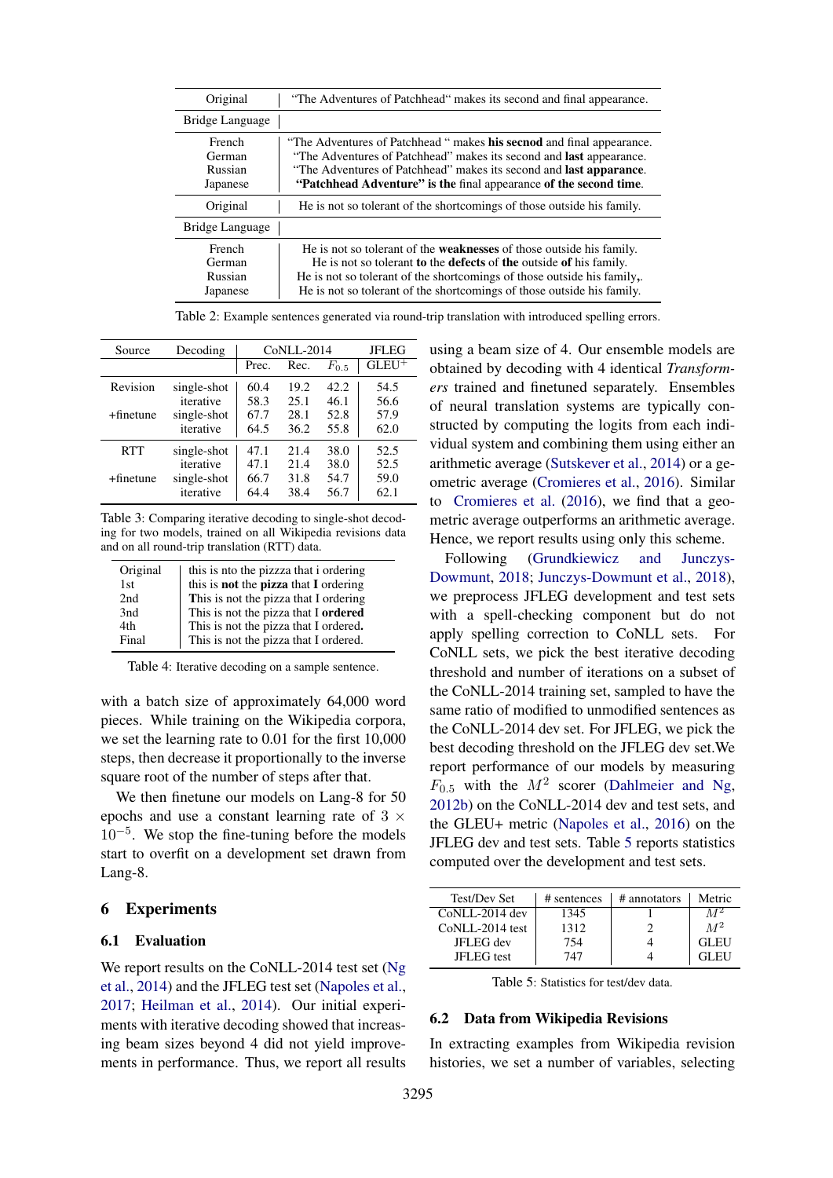| | |
|---|---|
| Original | "The Adventures of Patchhead" makes its second and final appearance. |
| Bridge Language | |
| French | "The Adventures of Patchhead " makes **his secnod** and final appearance. |
| German | "The Adventures of Patchhead" makes its second and **last** appearance. |
| Russian | "The Adventures of Patchhead" makes its second and **last apparance**. |
| Japanese | **"Patchhead Adventure" is the** final appearance **of the second time**. |
| Original | He is not so tolerant of the shortcomings of those outside his family. |
| Bridge Language | |
| French | He is not so tolerant of the **weaknesses** of those outside his family. |
| German | He is not so tolerant **to** the **defects** of **the** outside **of** his family. |
| Russian | He is not so tolerant of the shortcomings of those outside his family**,**. |
| Japanese | He is not so tolerant of the shortcomings of those outside his family. |

Table 2: Example sentences generated via round-trip translation with introduced spelling errors.

| Source | Decoding | CoNLL-2014 | | | JFLEG |
|---|---|---|---|---|---|
| | | Prec. | Rec. | $F_{0.5}$ | GLEU$^{+}$ |
| Revision | single-shot | 60.4 | 19.2 | 42.2 | 54.5 |
| | iterative | 58.3 | 25.1 | 46.1 | 56.6 |
| +finetune | single-shot | 67.7 | 28.1 | 52.8 | 57.9 |
| | iterative | 64.5 | 36.2 | 55.8 | 62.0 |
| RTT | single-shot | 47.1 | 21.4 | 38.0 | 52.5 |
| | iterative | 47.1 | 21.4 | 38.0 | 52.5 |
| +finetune | single-shot | 66.7 | 31.8 | 54.7 | 59.0 |
| | iterative | 64.4 | 38.4 | 56.7 | 62.1 |

Table 3: Comparing iterative decoding to single-shot decoding for two models, trained on all Wikipedia revisions data and on all round-trip translation (RTT) data.

| | |
|---|---|
| Original | this is nto the pizzza that i ordering |
| 1st | this is **not** the **pizza** that **I** ordering |
| 2nd | **T**his is not the pizza that I ordering |
| 3nd | This is not the pizza that I **ordered** |
| 4th | This is not the pizza that I ordered**.** |
| Final | This is not the pizza that I ordered. |

Table 4: Iterative decoding on a sample sentence.

with a batch size of approximately 64,000 word pieces. While training on the Wikipedia corpora, we set the learning rate to 0.01 for the first 10,000 steps, then decrease it proportionally to the inverse square root of the number of steps after that.

We then finetune our models on Lang-8 for 50 epochs and use a constant learning rate of $3 \times 10^{-5}$. We stop the fine-tuning before the models start to overfit on a development set drawn from Lang-8.

## 6 Experiments

### 6.1 Evaluation

We report results on the CoNLL-2014 test set (Ng et al., 2014) and the JFLEG test set (Napoles et al., 2017; Heilman et al., 2014). Our initial experiments with iterative decoding showed that increasing beam sizes beyond 4 did not yield improvements in performance. Thus, we report all results using a beam size of 4. Our ensemble models are obtained by decoding with 4 identical *Transformers* trained and finetuned separately. Ensembles of neural translation systems are typically constructed by computing the logits from each individual system and combining them using either an arithmetic average (Sutskever et al., 2014) or a geometric average (Cromieres et al., 2016). Similar to Cromieres et al. (2016), we find that a geometric average outperforms an arithmetic average. Hence, we report results using only this scheme.

Following (Grundkiewicz and Junczys-Dowmunt, 2018; Junczys-Dowmunt et al., 2018), we preprocess JFLEG development and test sets with a spell-checking component but do not apply spelling correction to CoNLL sets. For CoNLL sets, we pick the best iterative decoding threshold and number of iterations on a subset of the CoNLL-2014 training set, sampled to have the same ratio of modified to unmodified sentences as the CoNLL-2014 dev set. For JFLEG, we pick the best decoding threshold on the JFLEG dev set.We report performance of our models by measuring $F_{0.5}$ with the $M^2$ scorer (Dahlmeier and Ng, 2012b) on the CoNLL-2014 dev and test sets, and the GLEU+ metric (Napoles et al., 2016) on the JFLEG dev and test sets. Table 5 reports statistics computed over the development and test sets.

| Test/Dev Set | # sentences | # annotators | Metric |
|---|---|---|---|
| CoNLL-2014 dev | 1345 | 1 | $M^2$ |
| CoNLL-2014 test | 1312 | 2 | $M^2$ |
| JFLEG dev | 754 | 4 | GLEU |
| JFLEG test | 747 | 4 | GLEU |

Table 5: Statistics for test/dev data.

### 6.2 Data from Wikipedia Revisions

In extracting examples from Wikipedia revision histories, we set a number of variables, selecting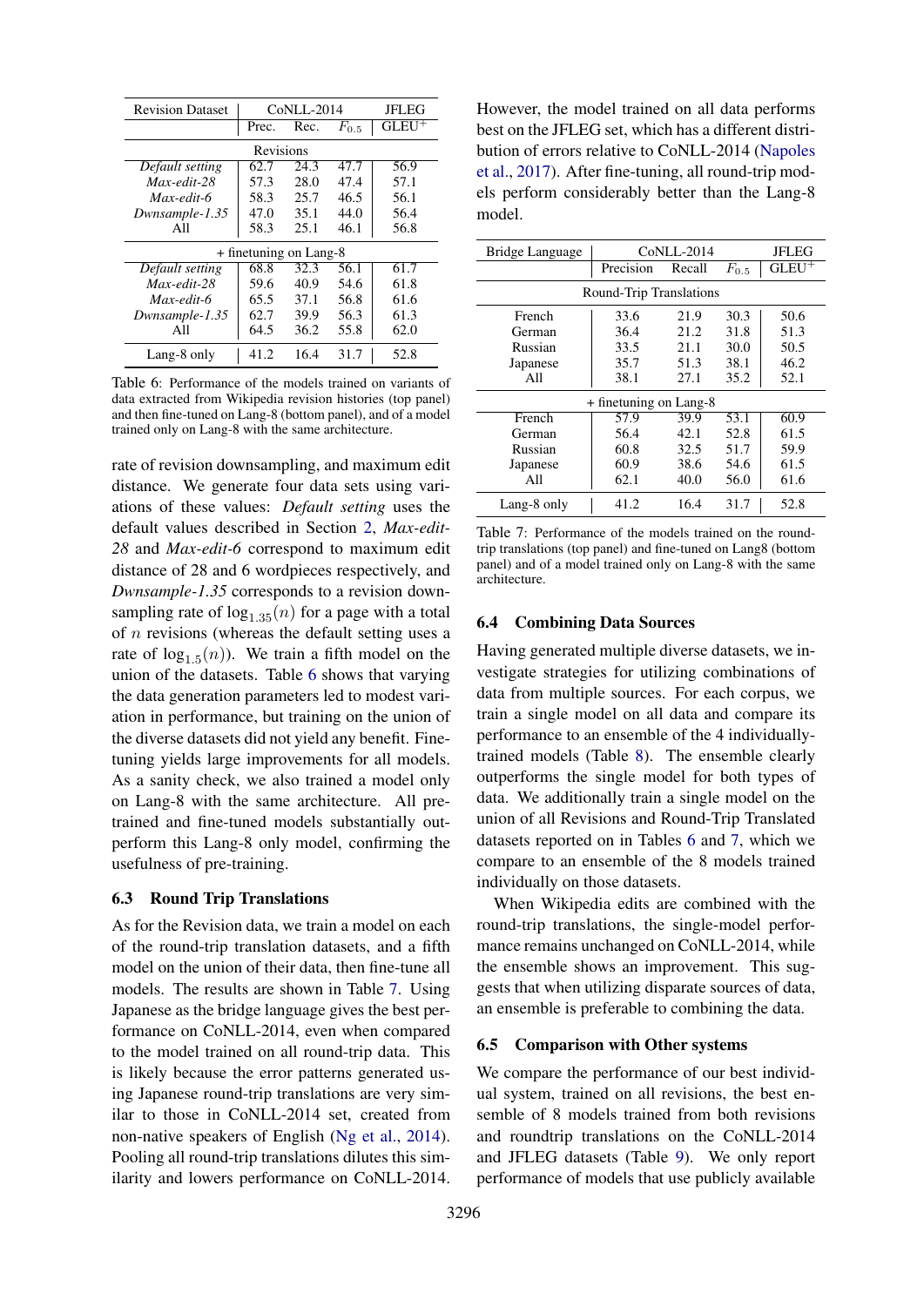| Revision Dataset | CoNLL-2014 | | | JFLEG |
|---|---|---|---|---|
| | Prec. | Rec. | $F_{0.5}$ | GLEU$^+$ |
| Revisions | | | | |
| *Default setting* | 62.7 | 24.3 | 47.7 | 56.9 |
| *Max-edit-28* | 57.3 | 28.0 | 47.4 | 57.1 |
| *Max-edit-6* | 58.3 | 25.7 | 46.5 | 56.1 |
| *Dwnsample-1.35* | 47.0 | 35.1 | 44.0 | 56.4 |
| All | 58.3 | 25.1 | 46.1 | 56.8 |
| + finetuning on Lang-8 | | | | |
| *Default setting* | 68.8 | 32.3 | 56.1 | 61.7 |
| *Max-edit-28* | 59.6 | 40.9 | 54.6 | 61.8 |
| *Max-edit-6* | 65.5 | 37.1 | 56.8 | 61.6 |
| *Dwnsample-1.35* | 62.7 | 39.9 | 56.3 | 61.3 |
| All | 64.5 | 36.2 | 55.8 | 62.0 |
| Lang-8 only | 41.2 | 16.4 | 31.7 | 52.8 |

Table 6: Performance of the models trained on variants of data extracted from Wikipedia revision histories (top panel) and then fine-tuned on Lang-8 (bottom panel), and of a model trained only on Lang-8 with the same architecture.

rate of revision downsampling, and maximum edit distance. We generate four data sets using variations of these values: *Default setting* uses the default values described in Section 2, *Max-edit-28* and *Max-edit-6* correspond to maximum edit distance of 28 and 6 wordpieces respectively, and *Dwnsample-1.35* corresponds to a revision downsampling rate of $\log_{1.35}(n)$ for a page with a total of $n$ revisions (whereas the default setting uses a rate of $\log_{1.5}(n)$). We train a fifth model on the union of the datasets. Table 6 shows that varying the data generation parameters led to modest variation in performance, but training on the union of the diverse datasets did not yield any benefit. Fine-tuning yields large improvements for all models. As a sanity check, we also trained a model only on Lang-8 with the same architecture. All pre-trained and fine-tuned models substantially outperform this Lang-8 only model, confirming the usefulness of pre-training.

### 6.3 Round Trip Translations

As for the Revision data, we train a model on each of the round-trip translation datasets, and a fifth model on the union of their data, then fine-tune all models. The results are shown in Table 7. Using Japanese as the bridge language gives the best performance on CoNLL-2014, even when compared to the model trained on all round-trip data. This is likely because the error patterns generated using Japanese round-trip translations are very similar to those in CoNLL-2014 set, created from non-native speakers of English (Ng et al., 2014). Pooling all round-trip translations dilutes this similarity and lowers performance on CoNLL-2014. However, the model trained on all data performs best on the JFLEG set, which has a different distribution of errors relative to CoNLL-2014 (Napoles et al., 2017). After fine-tuning, all round-trip models perform considerably better than the Lang-8 model.

| Bridge Language | CoNLL-2014 | | | JFLEG |
|---|---|---|---|---|
| | Precision | Recall | $F_{0.5}$ | GLEU$^+$ |
| Round-Trip Translations | | | | |
| French | 33.6 | 21.9 | 30.3 | 50.6 |
| German | 36.4 | 21.2 | 31.8 | 51.3 |
| Russian | 33.5 | 21.1 | 30.0 | 50.5 |
| Japanese | 35.7 | 51.3 | 38.1 | 46.2 |
| All | 38.1 | 27.1 | 35.2 | 52.1 |
| + finetuning on Lang-8 | | | | |
| French | 57.9 | 39.9 | 53.1 | 60.9 |
| German | 56.4 | 42.1 | 52.8 | 61.5 |
| Russian | 60.8 | 32.5 | 51.7 | 59.9 |
| Japanese | 60.9 | 38.6 | 54.6 | 61.5 |
| All | 62.1 | 40.0 | 56.0 | 61.6 |
| Lang-8 only | 41.2 | 16.4 | 31.7 | 52.8 |

Table 7: Performance of the models trained on the round-trip translations (top panel) and fine-tuned on Lang8 (bottom panel) and of a model trained only on Lang-8 with the same architecture.

### 6.4 Combining Data Sources

Having generated multiple diverse datasets, we investigate strategies for utilizing combinations of data from multiple sources. For each corpus, we train a single model on all data and compare its performance to an ensemble of the 4 individually-trained models (Table 8). The ensemble clearly outperforms the single model for both types of data. We additionally train a single model on the union of all Revisions and Round-Trip Translated datasets reported on in Tables 6 and 7, which we compare to an ensemble of the 8 models trained individually on those datasets.

When Wikipedia edits are combined with the round-trip translations, the single-model performance remains unchanged on CoNLL-2014, while the ensemble shows an improvement. This suggests that when utilizing disparate sources of data, an ensemble is preferable to combining the data.

### 6.5 Comparison with Other systems

We compare the performance of our best individual system, trained on all revisions, the best ensemble of 8 models trained from both revisions and roundtrip translations on the CoNLL-2014 and JFLEG datasets (Table 9). We only report performance of models that use publicly available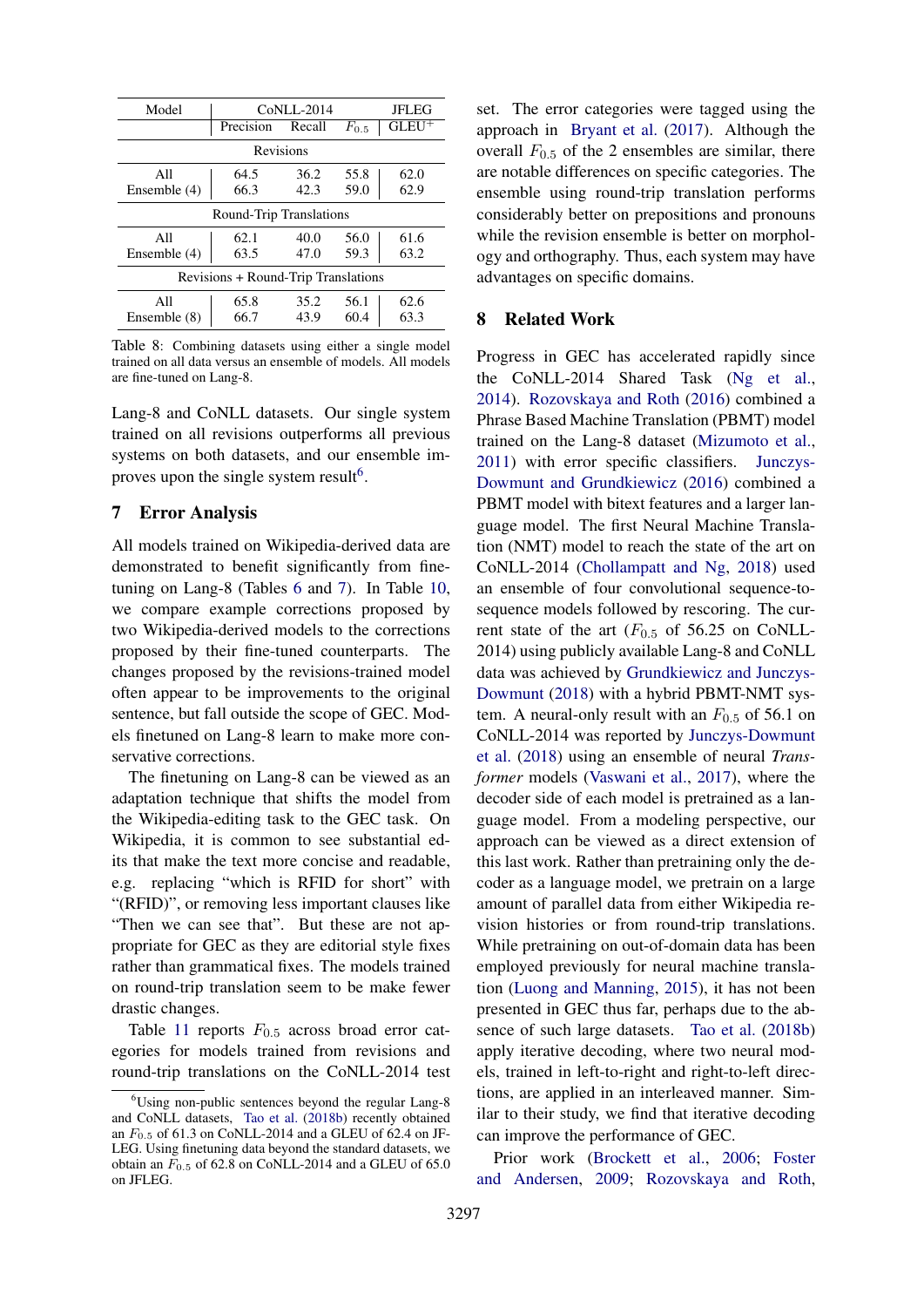| Model | CoNLL-2014 | | | JFLEG |
|---|---|---|---|---|
| | Precision | Recall | $F_{0.5}$ | GLEU$^{+}$ |
| Revisions | | | | |
| All | 64.5 | 36.2 | 55.8 | 62.0 |
| Ensemble (4) | 66.3 | 42.3 | 59.0 | 62.9 |
| Round-Trip Translations | | | | |
| All | 62.1 | 40.0 | 56.0 | 61.6 |
| Ensemble (4) | 63.5 | 47.0 | 59.3 | 63.2 |
| Revisions + Round-Trip Translations | | | | |
| All | 65.8 | 35.2 | 56.1 | 62.6 |
| Ensemble (8) | 66.7 | 43.9 | 60.4 | 63.3 |

Table 8: Combining datasets using either a single model trained on all data versus an ensemble of models. All models are fine-tuned on Lang-8.

Lang-8 and CoNLL datasets. Our single system trained on all revisions outperforms all previous systems on both datasets, and our ensemble improves upon the single system result[6].

## 7 Error Analysis

All models trained on Wikipedia-derived data are demonstrated to benefit significantly from fine-tuning on Lang-8 (Tables 6 and 7). In Table 10, we compare example corrections proposed by two Wikipedia-derived models to the corrections proposed by their fine-tuned counterparts. The changes proposed by the revisions-trained model often appear to be improvements to the original sentence, but fall outside the scope of GEC. Models finetuned on Lang-8 learn to make more conservative corrections.

The finetuning on Lang-8 can be viewed as an adaptation technique that shifts the model from the Wikipedia-editing task to the GEC task. On Wikipedia, it is common to see substantial edits that make the text more concise and readable, e.g. replacing "which is RFID for short" with "(RFID)", or removing less important clauses like "Then we can see that". But these are not appropriate for GEC as they are editorial style fixes rather than grammatical fixes. The models trained on round-trip translation seem to be make fewer drastic changes.

Table 11 reports $F_{0.5}$ across broad error categories for models trained from revisions and round-trip translations on the CoNLL-2014 test set. The error categories were tagged using the approach in Bryant et al. (2017). Although the overall $F_{0.5}$ of the 2 ensembles are similar, there are notable differences on specific categories. The ensemble using round-trip translation performs considerably better on prepositions and pronouns while the revision ensemble is better on morphology and orthography. Thus, each system may have advantages on specific domains.

## 8 Related Work

Progress in GEC has accelerated rapidly since the CoNLL-2014 Shared Task (Ng et al., 2014). Rozovskaya and Roth (2016) combined a Phrase Based Machine Translation (PBMT) model trained on the Lang-8 dataset (Mizumoto et al., 2011) with error specific classifiers. Junczys-Dowmunt and Grundkiewicz (2016) combined a PBMT model with bitext features and a larger language model. The first Neural Machine Translation (NMT) model to reach the state of the art on CoNLL-2014 (Chollampatt and Ng, 2018) used an ensemble of four convolutional sequence-to-sequence models followed by rescoring. The current state of the art ($F_{0.5}$ of 56.25 on CoNLL-2014) using publicly available Lang-8 and CoNLL data was achieved by Grundkiewicz and Junczys-Dowmunt (2018) with a hybrid PBMT-NMT system. A neural-only result with an $F_{0.5}$ of 56.1 on CoNLL-2014 was reported by Junczys-Dowmunt et al. (2018) using an ensemble of neural *Transformer* models (Vaswani et al., 2017), where the decoder side of each model is pretrained as a language model. From a modeling perspective, our approach can be viewed as a direct extension of this last work. Rather than pretraining only the decoder as a language model, we pretrain on a large amount of parallel data from either Wikipedia revision histories or from round-trip translations. While pretraining on out-of-domain data has been employed previously for neural machine translation (Luong and Manning, 2015), it has not been presented in GEC thus far, perhaps due to the absence of such large datasets. Tao et al. (2018b) apply iterative decoding, where two neural models, trained in left-to-right and right-to-left directions, are applied in an interleaved manner. Similar to their study, we find that iterative decoding can improve the performance of GEC.

Prior work (Brockett et al., 2006; Foster and Andersen, 2009; Rozovskaya and Roth,

[6] Using non-public sentences beyond the regular Lang-8 and CoNLL datasets, Tao et al. (2018b) recently obtained an $F_{0.5}$ of 61.3 on CoNLL-2014 and a GLEU of 62.4 on JFLEG. Using finetuning data beyond the standard datasets, we obtain an $F_{0.5}$ of 62.8 on CoNLL-2014 and a GLEU of 65.0 on JFLEG.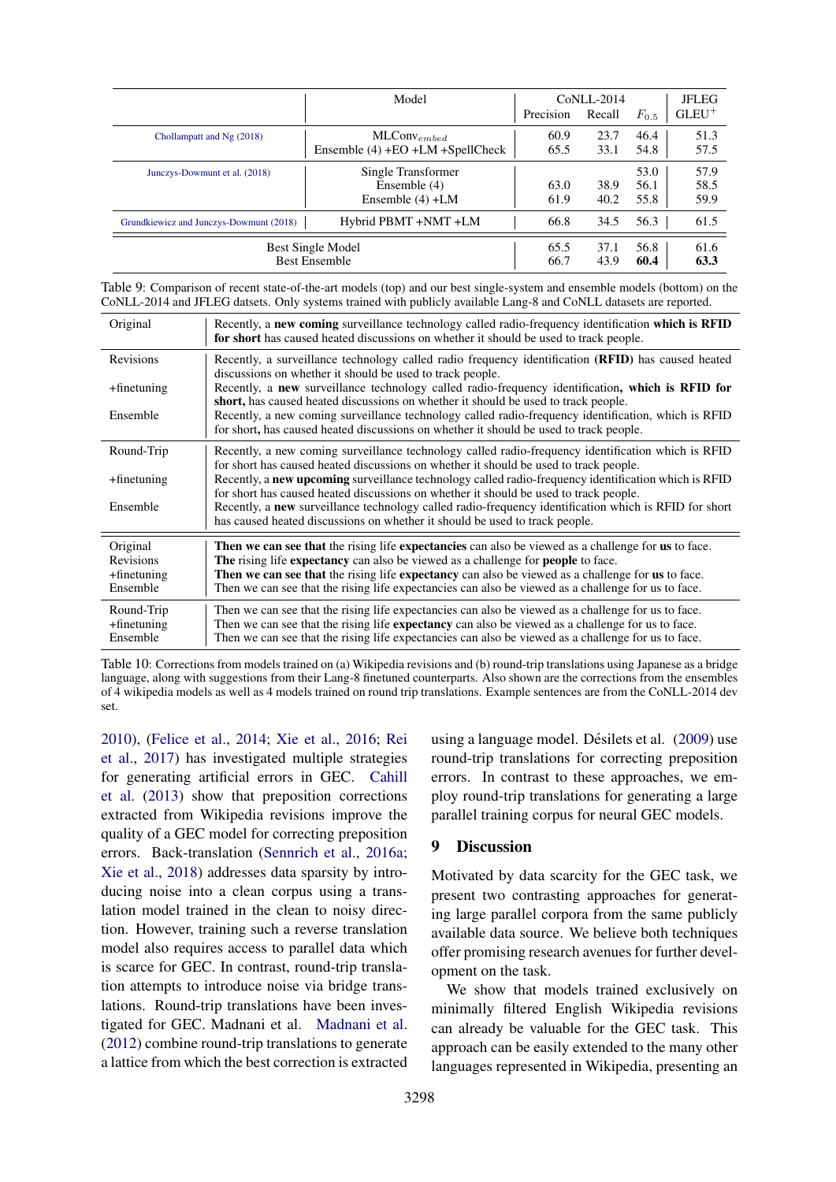| | Model | CoNLL-2014 | | | JFLEG |
|---|---|---|---|---|---|
| | | Precision | Recall | $F_{0.5}$ | GLEU$^+$ |
| Chollampatt and Ng (2018) | MLConv$_{embed}$ | 60.9 | 23.7 | 46.4 | 51.3 |
| | Ensemble (4) +EO +LM +SpellCheck | 65.5 | 33.1 | 54.8 | 57.5 |
| Junczys-Dowmunt et al. (2018) | Single Transformer | | | 53.0 | 57.9 |
| | Ensemble (4) | 63.0 | 38.9 | 56.1 | 58.5 |
| | Ensemble (4) +LM | 61.9 | 40.2 | 55.8 | 59.9 |
| Grundkiewicz and Junczys-Dowmunt (2018) | Hybrid PBMT +NMT +LM | 66.8 | 34.5 | 56.3 | 61.5 |
| Best Single Model | | 65.5 | 37.1 | 56.8 | 61.6 |
| Best Ensemble | | 66.7 | 43.9 | **60.4** | **63.3** |

Table 9: Comparison of recent state-of-the-art models (top) and our best single-system and ensemble models (bottom) on the CoNLL-2014 and JFLEG datsets. Only systems trained with publicly available Lang-8 and CoNLL datasets are reported.

| | |
|---|---|
| Original | Recently, a **new coming** surveillance technology called radio-frequency identification **which is RFID for short** has caused heated discussions on whether it should be used to track people. |
| Revisions | Recently, a surveillance technology called radio frequency identification **(RFID)** has caused heated discussions on whether it should be used to track people. |
| +finetuning | Recently, a **new** surveillance technology called radio-frequency identification**, which is RFID for short,** has caused heated discussions on whether it should be used to track people. |
| Ensemble | Recently, a new coming surveillance technology called radio-frequency identification, which is RFID for short**,** has caused heated discussions on whether it should be used to track people. |
| Round-Trip | Recently, a new coming surveillance technology called radio-frequency identification which is RFID for short has caused heated discussions on whether it should be used to track people. |
| +finetuning | Recently, a **new upcoming** surveillance technology called radio-frequency identification which is RFID for short has caused heated discussions on whether it should be used to track people. |
| Ensemble | Recently, a **new** surveillance technology called radio-frequency identification which is RFID for short has caused heated discussions on whether it should be used to track people. |
| Original | **Then we can see that** the rising life **expectancies** can also be viewed as a challenge for **us** to face. |
| Revisions | **The** rising life expectancy can also be viewed as a challenge for **people** to face. |
| +finetuning | **Then we can see that** the rising life **expectancy** can also be viewed as a challenge for **us** to face. |
| Ensemble | Then we can see that the rising life expectancies can also be viewed as a challenge for us to face. |
| Round-Trip | Then we can see that the rising life expectancies can also be viewed as a challenge for us to face. |
| +finetuning | Then we can see that the rising life **expectancy** can also be viewed as a challenge for us to face. |
| Ensemble | Then we can see that the rising life expectancies can also be viewed as a challenge for us to face. |

Table 10: Corrections from models trained on (a) Wikipedia revisions and (b) round-trip translations using Japanese as a bridge language, along with suggestions from their Lang-8 finetuned counterparts. Also shown are the corrections from the ensembles of 4 wikipedia models as well as 4 models trained on round trip translations. Example sentences are from the CoNLL-2014 dev set.

2010), (Felice et al., 2014; Xie et al., 2016; Rei et al., 2017) has investigated multiple strategies for generating artificial errors in GEC. Cahill et al. (2013) show that preposition corrections extracted from Wikipedia revisions improve the quality of a GEC model for correcting preposition errors. Back-translation (Sennrich et al., 2016a; Xie et al., 2018) addresses data sparsity by introducing noise into a clean corpus using a translation model trained in the clean to noisy direction. However, training such a reverse translation model also requires access to parallel data which is scarce for GEC. In contrast, round-trip translation attempts to introduce noise via bridge translations. Round-trip translations have been investigated for GEC. Madnani et al. Madnani et al. (2012) combine round-trip translations to generate a lattice from which the best correction is extracted using a language model. Désilets et al. (2009) use round-trip translations for correcting preposition errors. In contrast to these approaches, we employ round-trip translations for generating a large parallel training corpus for neural GEC models.

## 9 Discussion

Motivated by data scarcity for the GEC task, we present two contrasting approaches for generating large parallel corpora from the same publicly available data source. We believe both techniques offer promising research avenues for further development on the task.

We show that models trained exclusively on minimally filtered English Wikipedia revisions can already be valuable for the GEC task. This approach can be easily extended to the many other languages represented in Wikipedia, presenting an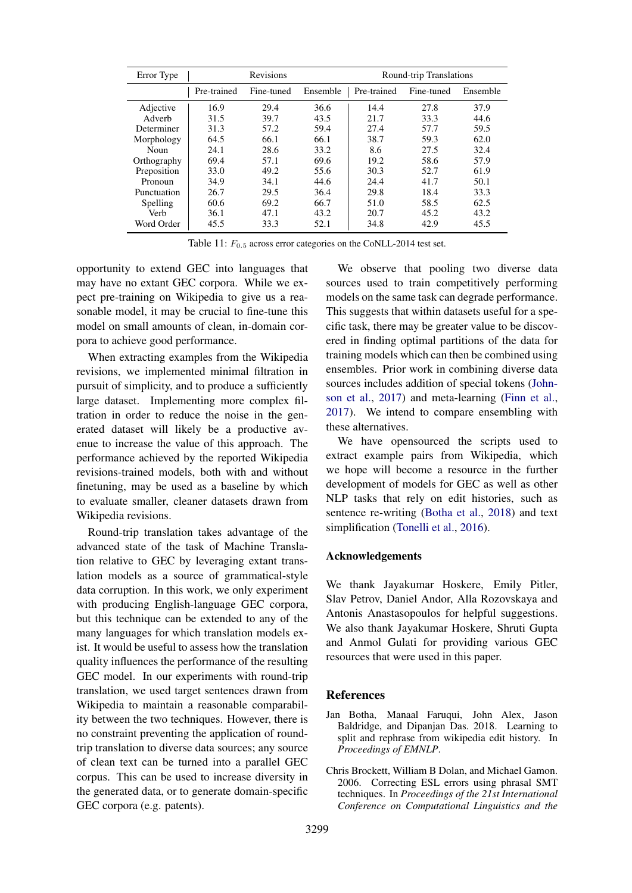| Error Type | Revisions | | | Round-trip Translations | | |
|---|---|---|---|---|---|---|
| | Pre-trained | Fine-tuned | Ensemble | Pre-trained | Fine-tuned | Ensemble |
| Adjective | 16.9 | 29.4 | 36.6 | 14.4 | 27.8 | 37.9 |
| Adverb | 31.5 | 39.7 | 43.5 | 21.7 | 33.3 | 44.6 |
| Determiner | 31.3 | 57.2 | 59.4 | 27.4 | 57.7 | 59.5 |
| Morphology | 64.5 | 66.1 | 66.1 | 38.7 | 59.3 | 62.0 |
| Noun | 24.1 | 28.6 | 33.2 | 8.6 | 27.5 | 32.4 |
| Orthography | 69.4 | 57.1 | 69.6 | 19.2 | 58.6 | 57.9 |
| Preposition | 33.0 | 49.2 | 55.6 | 30.3 | 52.7 | 61.9 |
| Pronoun | 34.9 | 34.1 | 44.6 | 24.4 | 41.7 | 50.1 |
| Punctuation | 26.7 | 29.5 | 36.4 | 29.8 | 18.4 | 33.3 |
| Spelling | 60.6 | 69.2 | 66.7 | 51.0 | 58.5 | 62.5 |
| Verb | 36.1 | 47.1 | 43.2 | 20.7 | 45.2 | 43.2 |
| Word Order | 45.5 | 33.3 | 52.1 | 34.8 | 42.9 | 45.5 |

Table 11: $F_{0.5}$ across error categories on the CoNLL-2014 test set.

opportunity to extend GEC into languages that may have no extant GEC corpora. While we expect pre-training on Wikipedia to give us a reasonable model, it may be crucial to fine-tune this model on small amounts of clean, in-domain corpora to achieve good performance.

When extracting examples from the Wikipedia revisions, we implemented minimal filtration in pursuit of simplicity, and to produce a sufficiently large dataset. Implementing more complex filtration in order to reduce the noise in the generated dataset will likely be a productive avenue to increase the value of this approach. The performance achieved by the reported Wikipedia revisions-trained models, both with and without finetuning, may be used as a baseline by which to evaluate smaller, cleaner datasets drawn from Wikipedia revisions.

Round-trip translation takes advantage of the advanced state of the task of Machine Translation relative to GEC by leveraging extant translation models as a source of grammatical-style data corruption. In this work, we only experiment with producing English-language GEC corpora, but this technique can be extended to any of the many languages for which translation models exist. It would be useful to assess how the translation quality influences the performance of the resulting GEC model. In our experiments with round-trip translation, we used target sentences drawn from Wikipedia to maintain a reasonable comparability between the two techniques. However, there is no constraint preventing the application of round-trip translation to diverse data sources; any source of clean text can be turned into a parallel GEC corpus. This can be used to increase diversity in the generated data, or to generate domain-specific GEC corpora (e.g. patents).

We observe that pooling two diverse data sources used to train competitively performing models on the same task can degrade performance. This suggests that within datasets useful for a specific task, there may be greater value to be discovered in finding optimal partitions of the data for training models which can then be combined using ensembles. Prior work in combining diverse data sources includes addition of special tokens (Johnson et al., 2017) and meta-learning (Finn et al., 2017). We intend to compare ensembling with these alternatives.

We have opensourced the scripts used to extract example pairs from Wikipedia, which we hope will become a resource in the further development of models for GEC as well as other NLP tasks that rely on edit histories, such as sentence re-writing (Botha et al., 2018) and text simplification (Tonelli et al., 2016).

## Acknowledgements

We thank Jayakumar Hoskere, Emily Pitler, Slav Petrov, Daniel Andor, Alla Rozovskaya and Antonis Anastasopoulos for helpful suggestions. We also thank Jayakumar Hoskere, Shruti Gupta and Anmol Gulati for providing various GEC resources that were used in this paper.

## References

Jan Botha, Manaal Faruqui, John Alex, Jason Baldridge, and Dipanjan Das. 2018. Learning to split and rephrase from wikipedia edit history. In *Proceedings of EMNLP*.

Chris Brockett, William B Dolan, and Michael Gamon. 2006. Correcting ESL errors using phrasal SMT techniques. In *Proceedings of the 21st International Conference on Computational Linguistics and the*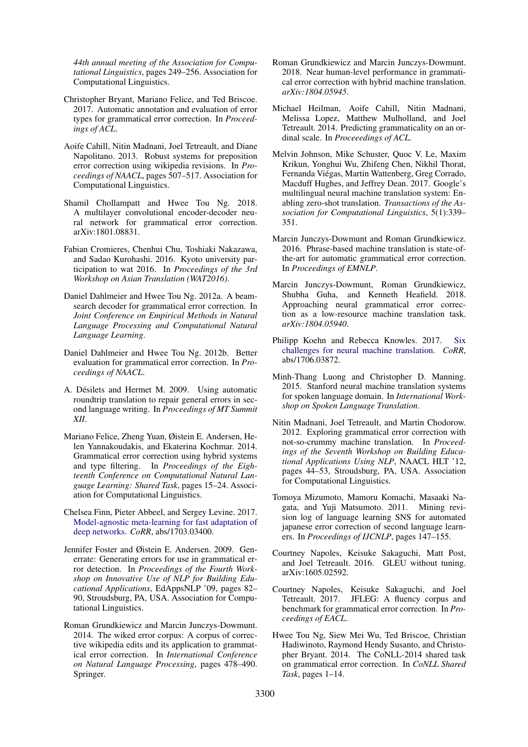44th annual meeting of the Association for Computational Linguistics, pages 249–256. Association for Computational Linguistics.

Christopher Bryant, Mariano Felice, and Ted Briscoe. 2017. Automatic annotation and evaluation of error types for grammatical error correction. In *Proceedings of ACL*.

Aoife Cahill, Nitin Madnani, Joel Tetreault, and Diane Napolitano. 2013. Robust systems for preposition error correction using wikipedia revisions. In *Proceedings of NAACL*, pages 507–517. Association for Computational Linguistics.

Shamil Chollampatt and Hwee Tou Ng. 2018. A multilayer convolutional encoder-decoder neural network for grammatical error correction. arXiv:1801.08831.

Fabian Cromieres, Chenhui Chu, Toshiaki Nakazawa, and Sadao Kurohashi. 2016. Kyoto university participation to wat 2016. In *Proceedings of the 3rd Workshop on Asian Translation (WAT2016)*.

Daniel Dahlmeier and Hwee Tou Ng. 2012a. A beam-search decoder for grammatical error correction. In *Joint Conference on Empirical Methods in Natural Language Processing and Computational Natural Language Learning*.

Daniel Dahlmeier and Hwee Tou Ng. 2012b. Better evaluation for grammatical error correction. In *Proceedings of NAACL*.

A. Désilets and Hermet M. 2009. Using automatic roundtrip translation to repair general errors in second language writing. In *Proceedings of MT Summit XII*.

Mariano Felice, Zheng Yuan, Øistein E. Andersen, Helen Yannakoudakis, and Ekaterina Kochmar. 2014. Grammatical error correction using hybrid systems and type filtering. In *Proceedings of the Eighteenth Conference on Computational Natural Language Learning: Shared Task*, pages 15–24. Association for Computational Linguistics.

Chelsea Finn, Pieter Abbeel, and Sergey Levine. 2017. Model-agnostic meta-learning for fast adaptation of deep networks. *CoRR*, abs/1703.03400.

Jennifer Foster and Øistein E. Andersen. 2009. Generrate: Generating errors for use in grammatical error detection. In *Proceedings of the Fourth Workshop on Innovative Use of NLP for Building Educational Applications*, EdAppsNLP '09, pages 82–90, Stroudsburg, PA, USA. Association for Computational Linguistics.

Roman Grundkiewicz and Marcin Junczys-Dowmunt. 2014. The wiked error corpus: A corpus of corrective wikipedia edits and its application to grammatical error correction. In *International Conference on Natural Language Processing*, pages 478–490. Springer.

Roman Grundkiewicz and Marcin Junczys-Dowmunt. 2018. Near human-level performance in grammatical error correction with hybrid machine translation. *arXiv:1804.05945*.

Michael Heilman, Aoife Cahill, Nitin Madnani, Melissa Lopez, Matthew Mulholland, and Joel Tetreault. 2014. Predicting grammaticality on an ordinal scale. In *Proceeedings of ACL*.

Melvin Johnson, Mike Schuster, Quoc V. Le, Maxim Krikun, Yonghui Wu, Zhifeng Chen, Nikhil Thorat, Fernanda Viégas, Martin Wattenberg, Greg Corrado, Macduff Hughes, and Jeffrey Dean. 2017. Google's multilingual neural machine translation system: Enabling zero-shot translation. *Transactions of the Association for Computational Linguistics*, 5(1):339–351.

Marcin Junczys-Dowmunt and Roman Grundkiewicz. 2016. Phrase-based machine translation is state-of-the-art for automatic grammatical error correction. In *Proceedings of EMNLP*.

Marcin Junczys-Dowmunt, Roman Grundkiewicz, Shubha Guha, and Kenneth Heafield. 2018. Approaching neural grammatical error correction as a low-resource machine translation task. *arXiv:1804.05940*.

Philipp Koehn and Rebecca Knowles. 2017. Six challenges for neural machine translation. *CoRR*, abs/1706.03872.

Minh-Thang Luong and Christopher D. Manning. 2015. Stanford neural machine translation systems for spoken language domain. In *International Workshop on Spoken Language Translation*.

Nitin Madnani, Joel Tetreault, and Martin Chodorow. 2012. Exploring grammatical error correction with not-so-crummy machine translation. In *Proceedings of the Seventh Workshop on Building Educational Applications Using NLP*, NAACL HLT '12, pages 44–53, Stroudsburg, PA, USA. Association for Computational Linguistics.

Tomoya Mizumoto, Mamoru Komachi, Masaaki Nagata, and Yuji Matsumoto. 2011. Mining revision log of language learning SNS for automated japanese error correction of second language learners. In *Proceedings of IJCNLP*, pages 147–155.

Courtney Napoles, Keisuke Sakaguchi, Matt Post, and Joel Tetreault. 2016. GLEU without tuning. arXiv:1605.02592.

Courtney Napoles, Keisuke Sakaguchi, and Joel Tetreault. 2017. JFLEG: A fluency corpus and benchmark for grammatical error correction. In *Proceedings of EACL*.

Hwee Tou Ng, Siew Mei Wu, Ted Briscoe, Christian Hadiwinoto, Raymond Hendy Susanto, and Christopher Bryant. 2014. The CoNLL-2014 shared task on grammatical error correction. In *CoNLL Shared Task*, pages 1–14.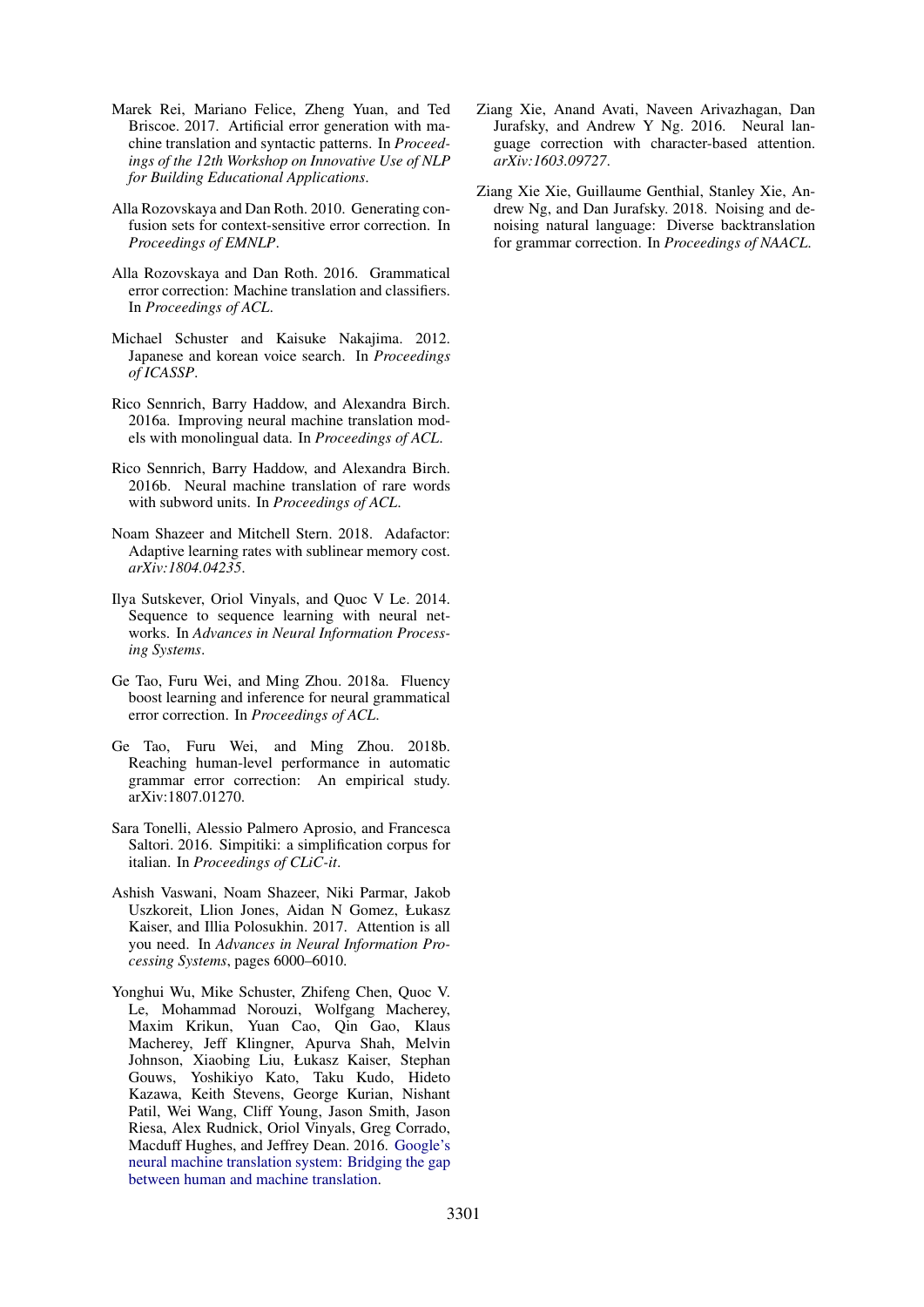Marek Rei, Mariano Felice, Zheng Yuan, and Ted Briscoe. 2017. Artificial error generation with machine translation and syntactic patterns. In *Proceedings of the 12th Workshop on Innovative Use of NLP for Building Educational Applications*.

Alla Rozovskaya and Dan Roth. 2010. Generating confusion sets for context-sensitive error correction. In *Proceedings of EMNLP*.

Alla Rozovskaya and Dan Roth. 2016. Grammatical error correction: Machine translation and classifiers. In *Proceedings of ACL*.

Michael Schuster and Kaisuke Nakajima. 2012. Japanese and korean voice search. In *Proceedings of ICASSP*.

Rico Sennrich, Barry Haddow, and Alexandra Birch. 2016a. Improving neural machine translation models with monolingual data. In *Proceedings of ACL*.

Rico Sennrich, Barry Haddow, and Alexandra Birch. 2016b. Neural machine translation of rare words with subword units. In *Proceedings of ACL*.

Noam Shazeer and Mitchell Stern. 2018. Adafactor: Adaptive learning rates with sublinear memory cost. *arXiv:1804.04235*.

Ilya Sutskever, Oriol Vinyals, and Quoc V Le. 2014. Sequence to sequence learning with neural networks. In *Advances in Neural Information Processing Systems*.

Ge Tao, Furu Wei, and Ming Zhou. 2018a. Fluency boost learning and inference for neural grammatical error correction. In *Proceedings of ACL*.

Ge Tao, Furu Wei, and Ming Zhou. 2018b. Reaching human-level performance in automatic grammar error correction: An empirical study. arXiv:1807.01270.

Sara Tonelli, Alessio Palmero Aprosio, and Francesca Saltori. 2016. Simpitiki: a simplification corpus for italian. In *Proceedings of CLiC-it*.

Ashish Vaswani, Noam Shazeer, Niki Parmar, Jakob Uszkoreit, Llion Jones, Aidan N Gomez, Łukasz Kaiser, and Illia Polosukhin. 2017. Attention is all you need. In *Advances in Neural Information Processing Systems*, pages 6000–6010.

Yonghui Wu, Mike Schuster, Zhifeng Chen, Quoc V. Le, Mohammad Norouzi, Wolfgang Macherey, Maxim Krikun, Yuan Cao, Qin Gao, Klaus Macherey, Jeff Klingner, Apurva Shah, Melvin Johnson, Xiaobing Liu, Łukasz Kaiser, Stephan Gouws, Yoshikiyo Kato, Taku Kudo, Hideto Kazawa, Keith Stevens, George Kurian, Nishant Patil, Wei Wang, Cliff Young, Jason Smith, Jason Riesa, Alex Rudnick, Oriol Vinyals, Greg Corrado, Macduff Hughes, and Jeffrey Dean. 2016. Google's neural machine translation system: Bridging the gap between human and machine translation.

Ziang Xie, Anand Avati, Naveen Arivazhagan, Dan Jurafsky, and Andrew Y Ng. 2016. Neural language correction with character-based attention. *arXiv:1603.09727*.

Ziang Xie Xie, Guillaume Genthial, Stanley Xie, Andrew Ng, and Dan Jurafsky. 2018. Noising and denoising natural language: Diverse backtranslation for grammar correction. In *Proceedings of NAACL*.